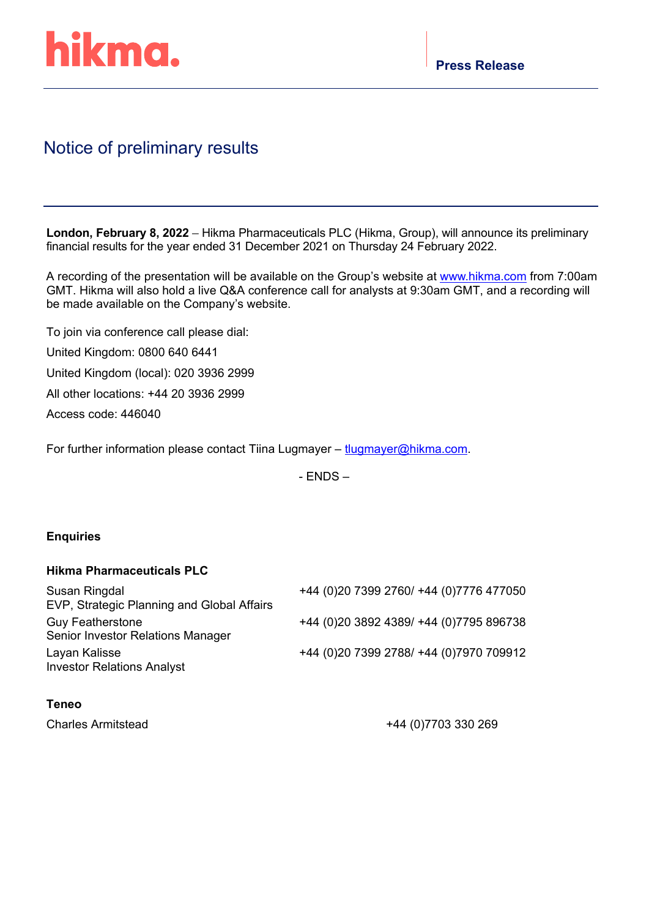hikma.

**Press Release**

# Notice of preliminary results

**London, February 8, 2022** – Hikma Pharmaceuticals PLC (Hikma, Group), will announce its preliminary financial results for the year ended 31 December 2021 on Thursday 24 February 2022.

A recording of the presentation will be available on the Group's website at www.hikma.com from 7:00am GMT. Hikma will also hold a live Q&A conference call for analysts at 9:30am GMT, and a recording will be made available on the Company's website.

To join via conference call please dial:

United Kingdom: 0800 640 6441

United Kingdom (local): 020 3936 2999

All other locations: +44 20 3936 2999

Access code: 446040

For further information please contact Tiina Lugmayer – tlugmayer@hikma.com.

- ENDS –

**Enquiries**

**Hikma Pharmaceuticals PLC**

| | |
|---|---|
| Susan Ringdal<br>EVP, Strategic Planning and Global Affairs | +44 (0)20 7399 2760/ +44 (0)7776 477050 |
| Guy Featherstone<br>Senior Investor Relations Manager | +44 (0)20 3892 4389/ +44 (0)7795 896738 |
| Layan Kalisse<br>Investor Relations Analyst | +44 (0)20 7399 2788/ +44 (0)7970 709912 |

**Teneo**

| | |
|---|---|
| Charles Armitstead | +44 (0)7703 330 269 |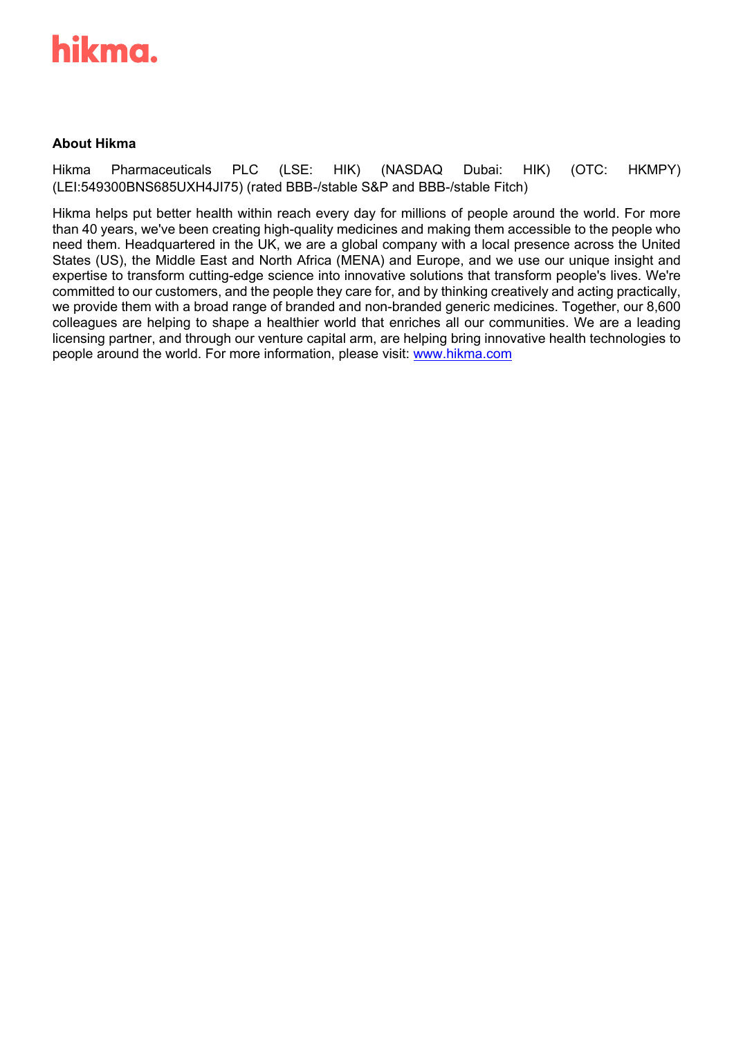hikma.

**About Hikma**

Hikma Pharmaceuticals PLC (LSE: HIK) (NASDAQ Dubai: HIK) (OTC: HKMPY) (LEI:549300BNS685UXH4JI75) (rated BBB-/stable S&P and BBB-/stable Fitch)

Hikma helps put better health within reach every day for millions of people around the world. For more than 40 years, we've been creating high-quality medicines and making them accessible to the people who need them. Headquartered in the UK, we are a global company with a local presence across the United States (US), the Middle East and North Africa (MENA) and Europe, and we use our unique insight and expertise to transform cutting-edge science into innovative solutions that transform people's lives. We're committed to our customers, and the people they care for, and by thinking creatively and acting practically, we provide them with a broad range of branded and non-branded generic medicines. Together, our 8,600 colleagues are helping to shape a healthier world that enriches all our communities. We are a leading licensing partner, and through our venture capital arm, are helping bring innovative health technologies to people around the world. For more information, please visit: [www.hikma.com](http://www.hikma.com)